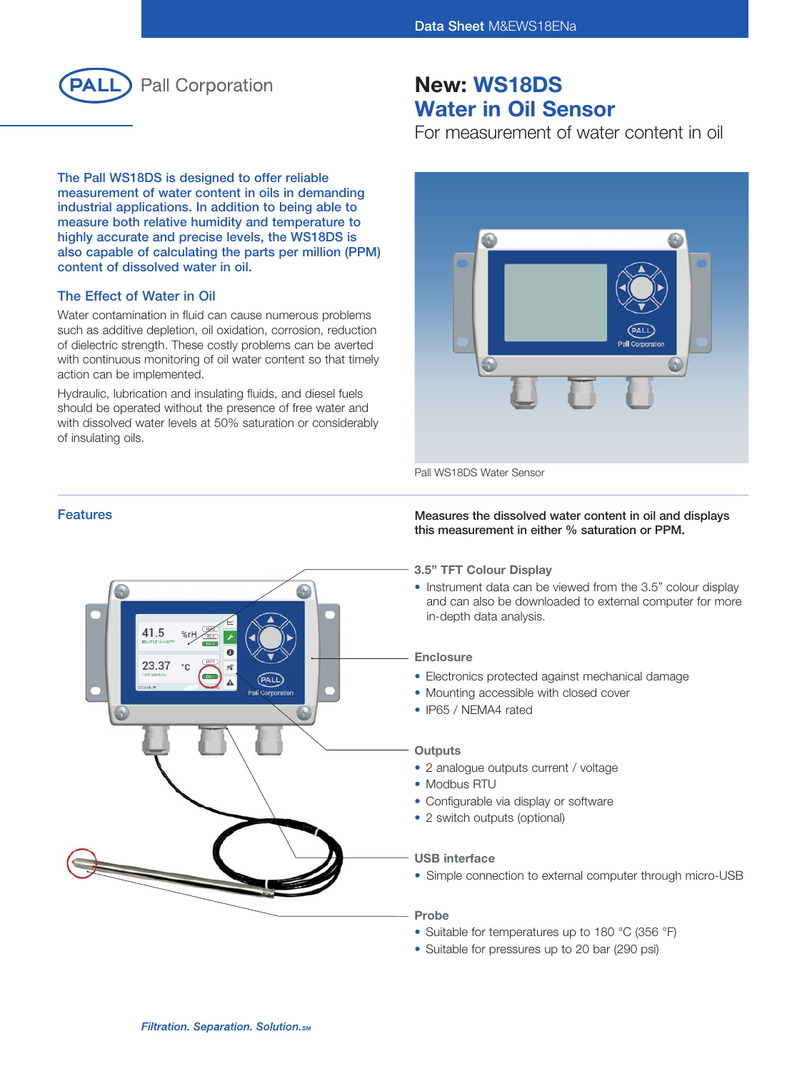Data Sheet M&EWS18ENa

Pall Corporation

# New: WS18DS Water in Oil Sensor

For measurement of water content in oil

**The Pall WS18DS is designed to offer reliable measurement of water content in oils in demanding industrial applications. In addition to being able to measure both relative humidity and temperature to highly accurate and precise levels, the WS18DS is also capable of calculating the parts per million (PPM) content of dissolved water in oil.**

## The Effect of Water in Oil

Water contamination in fluid can cause numerous problems such as additive depletion, oil oxidation, corrosion, reduction of dielectric strength. These costly problems can be averted with continuous monitoring of oil water content so that timely action can be implemented.

Hydraulic, lubrication and insulating fluids, and diesel fuels should be operated without the presence of free water and with dissolved water levels at 50% saturation or considerably of insulating oils.

Pall WS18DS Water Sensor

## Features

**Measures the dissolved water content in oil and displays this measurement in either % saturation or PPM.**

### 3.5" TFT Colour Display

- Instrument data can be viewed from the 3.5" colour display and can also be downloaded to external computer for more in-depth data analysis.

### Enclosure

- Electronics protected against mechanical damage
- Mounting accessible with closed cover
- IP65 / NEMA4 rated

### Outputs

- 2 analogue outputs current / voltage
- Modbus RTU
- Configurable via display or software
- 2 switch outputs (optional)

### USB interface

- Simple connection to external computer through micro-USB

### Probe

- Suitable for temperatures up to 180 °C (356 °F)
- Suitable for pressures up to 20 bar (290 psi)

*Filtration. Separation. Solution.SM*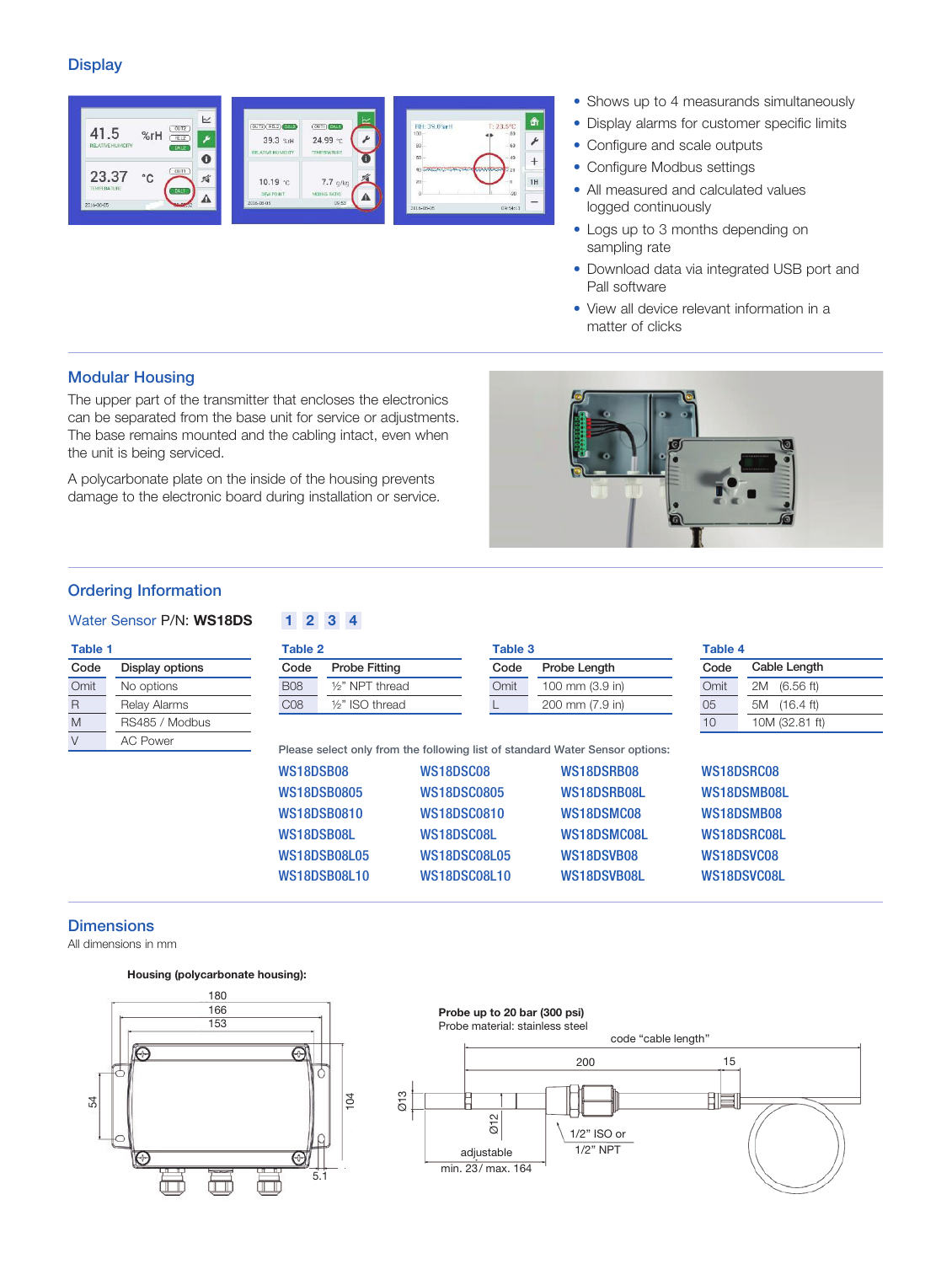## Display

- Shows up to 4 measurands simultaneously
- Display alarms for customer specific limits
- Configure and scale outputs
- Configure Modbus settings
- All measured and calculated values logged continuously
- Logs up to 3 months depending on sampling rate
- Download data via integrated USB port and Pall software
- View all device relevant information in a matter of clicks

## Modular Housing

The upper part of the transmitter that encloses the electronics can be separated from the base unit for service or adjustments. The base remains mounted and the cabling intact, even when the unit is being serviced.

A polycarbonate plate on the inside of the housing prevents damage to the electronic board during installation or service.

## Ordering Information

Water Sensor P/N: **WS18DS** 1 2 3 4

**Table 1**

| Code | Display options |
|---|---|
| Omit | No options |
| R | Relay Alarms |
| M | RS485 / Modbus |
| V | AC Power |

**Table 2**

| Code | Probe Fitting |
|---|---|
| B08 | ½" NPT thread |
| C08 | ½" ISO thread |

**Table 3**

| Code | Probe Length |
|---|---|
| Omit | 100 mm (3.9 in) |
| L | 200 mm (7.9 in) |

**Table 4**

| Code | Cable Length |
|---|---|
| Omit | 2M (6.56 ft) |
| 05 | 5M (16.4 ft) |
| 10 | 10M (32.81 ft) |

Please select only from the following list of standard Water Sensor options:

| | | | |
|---|---|---|---|
| WS18DSB08 | WS18DSC08 | WS18DSRB08 | WS18DSRC08 |
| WS18DSB0805 | WS18DSC0805 | WS18DSRB08L | WS18DSMB08L |
| WS18DSB0810 | WS18DSC0810 | WS18DSMC08 | WS18DSMB08 |
| WS18DSB08L | WS18DSC08L | WS18DSMC08L | WS18DSRC08L |
| WS18DSB08L05 | WS18DSC08L05 | WS18DSVB08 | WS18DSVC08 |
| WS18DSB08L10 | WS18DSC08L10 | WS18DSVB08L | WS18DSVC08L |

## Dimensions

All dimensions in mm

**Housing (polycarbonate housing):**

180, 166, 153, 54, 104, 5.1

**Probe up to 20 bar (300 psi)**
Probe material: stainless steel

code "cable length"

200, 15, Ø13, Ø12, 1/2" ISO or 1/2" NPT, adjustable, min. 23/ max. 164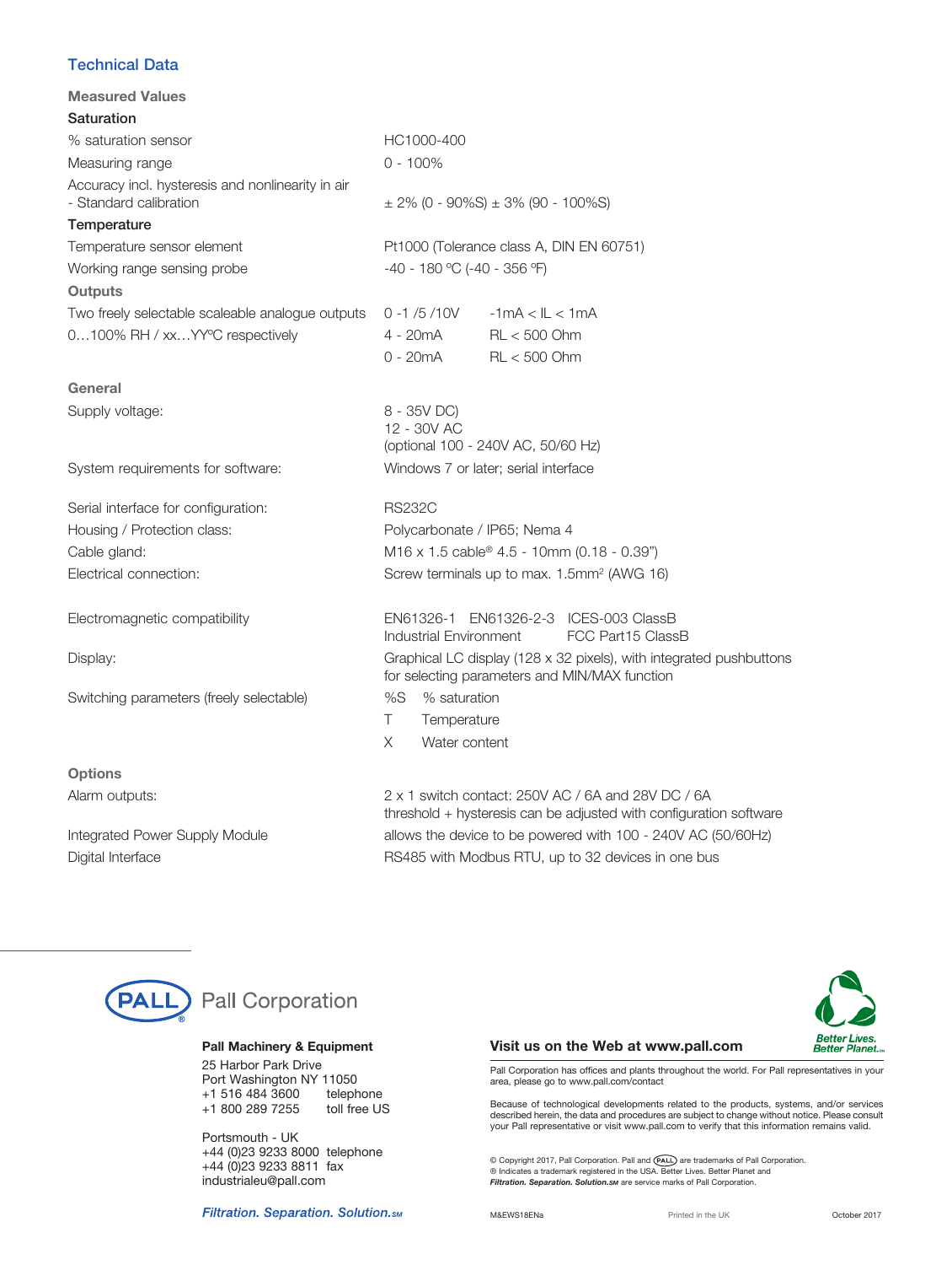## Technical Data

### Measured Values

**Saturation**

| | |
|---|---|
| % saturation sensor | HC1000-400 |
| Measuring range | 0 - 100% |
| Accuracy incl. hysteresis and nonlinearity in air - Standard calibration | ± 2% (0 - 90%S) ± 3% (90 - 100%S) |

**Temperature**

| | |
|---|---|
| Temperature sensor element | Pt1000 (Tolerance class A, DIN EN 60751) |
| Working range sensing probe | -40 - 180 °C (-40 - 356 °F) |

### Outputs

| | | |
|---|---|---|
| Two freely selectable scaleable analogue outputs 0…100% RH / xx…YY°C respectively | 0 -1 /5 /10V | -1mA < IL < 1mA |
| | 4 - 20mA | RL < 500 Ohm |
| | 0 - 20mA | RL < 500 Ohm |

### General

| | |
|---|---|
| Supply voltage: | 8 - 35V DC)<br>12 - 30V AC<br>(optional 100 - 240V AC, 50/60 Hz) |
| System requirements for software: | Windows 7 or later; serial interface |
| Serial interface for configuration: | RS232C |
| Housing / Protection class: | Polycarbonate / IP65; Nema 4 |
| Cable gland: | M16 x 1.5 cable® 4.5 - 10mm (0.18 - 0.39") |
| Electrical connection: | Screw terminals up to max. 1.5mm² (AWG 16) |
| Electromagnetic compatibility | EN61326-1 EN61326-2-3 ICES-003 ClassB<br>Industrial Environment FCC Part15 ClassB |
| Display: | Graphical LC display (128 x 32 pixels), with integrated pushbuttons for selecting parameters and MIN/MAX function |
| Switching parameters (freely selectable) | %S % saturation<br>T Temperature<br>X Water content |

### Options

| | |
|---|---|
| Alarm outputs: | 2 x 1 switch contact: 250V AC / 6A and 28V DC / 6A<br>threshold + hysteresis can be adjusted with configuration software |
| Integrated Power Supply Module | allows the device to be powered with 100 - 240V AC (50/60Hz) |
| Digital Interface | RS485 with Modbus RTU, up to 32 devices in one bus |

PALL Pall Corporation

**Pall Machinery & Equipment**
25 Harbor Park Drive
Port Washington NY 11050
+1 516 484 3600 telephone
+1 800 289 7255 toll free US

Portsmouth - UK
+44 (0)23 9233 8000 telephone
+44 (0)23 9233 8811 fax
industrialeu@pall.com

***Filtration. Separation. Solution.*** SM

Better Lives. Better Planet.

**Visit us on the Web at www.pall.com**

Pall Corporation has offices and plants throughout the world. For Pall representatives in your area, please go to www.pall.com/contact

Because of technological developments related to the products, systems, and/or services described herein, the data and procedures are subject to change without notice. Please consult your Pall representative or visit www.pall.com to verify that this information remains valid.

© Copyright 2017, Pall Corporation. Pall and PALL are trademarks of Pall Corporation.
® Indicates a trademark registered in the USA. Better Lives. Better Planet and *Filtration. Separation. Solution.SM* are service marks of Pall Corporation.

M&EWS18ENa Printed in the UK October 2017